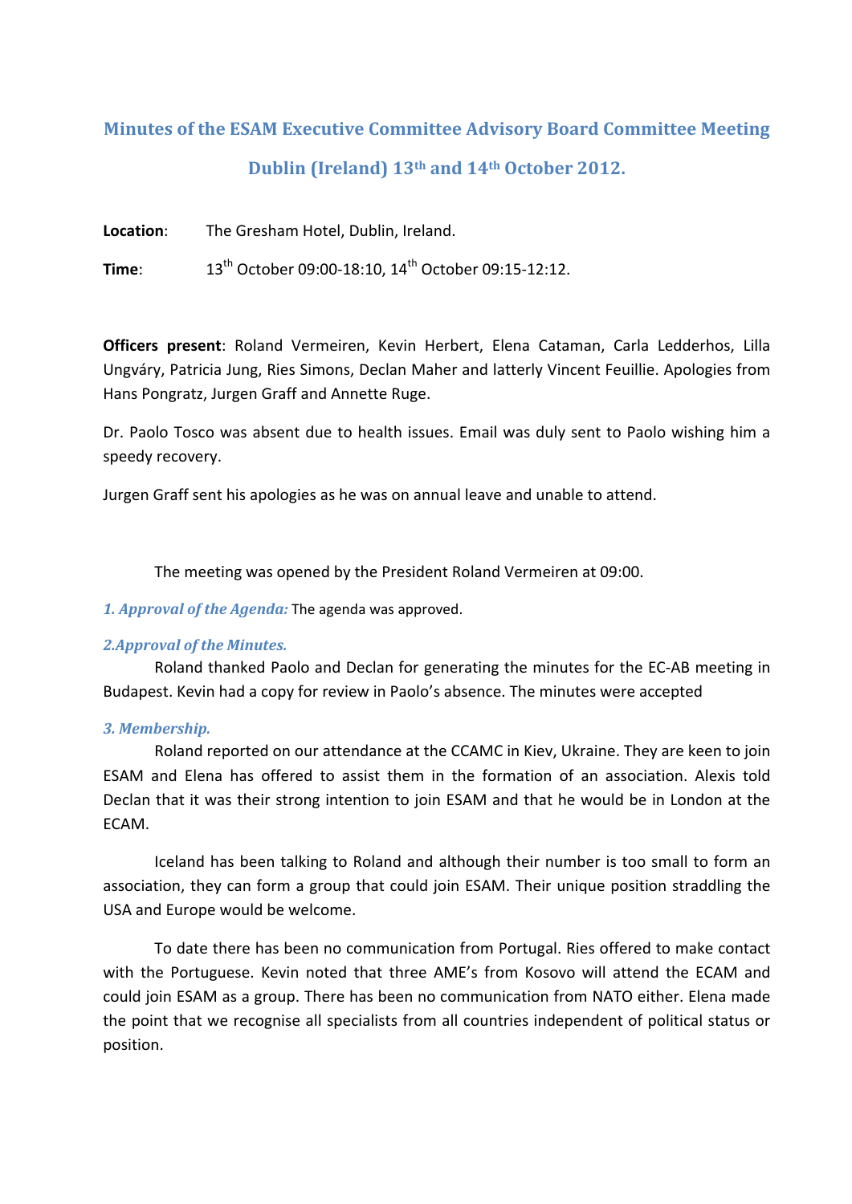# Minutes of the ESAM Executive Committee Advisory Board Committee Meeting

## Dublin (Ireland) 13th and 14th October 2012.

**Location**: The Gresham Hotel, Dublin, Ireland.

**Time**: 13th October 09:00-18:10, 14th October 09:15-12:12.

**Officers present**: Roland Vermeiren, Kevin Herbert, Elena Cataman, Carla Ledderhos, Lilla Ungváry, Patricia Jung, Ries Simons, Declan Maher and latterly Vincent Feuillie. Apologies from Hans Pongratz, Jurgen Graff and Annette Ruge.

Dr. Paolo Tosco was absent due to health issues. Email was duly sent to Paolo wishing him a speedy recovery.

Jurgen Graff sent his apologies as he was on annual leave and unable to attend.

The meeting was opened by the President Roland Vermeiren at 09:00.

***1. Approval of the Agenda:*** The agenda was approved.

***2.Approval of the Minutes.***

Roland thanked Paolo and Declan for generating the minutes for the EC-AB meeting in Budapest. Kevin had a copy for review in Paolo's absence. The minutes were accepted

***3. Membership.***

Roland reported on our attendance at the CCAMC in Kiev, Ukraine. They are keen to join ESAM and Elena has offered to assist them in the formation of an association. Alexis told Declan that it was their strong intention to join ESAM and that he would be in London at the ECAM.

Iceland has been talking to Roland and although their number is too small to form an association, they can form a group that could join ESAM. Their unique position straddling the USA and Europe would be welcome.

To date there has been no communication from Portugal. Ries offered to make contact with the Portuguese. Kevin noted that three AME's from Kosovo will attend the ECAM and could join ESAM as a group. There has been no communication from NATO either. Elena made the point that we recognise all specialists from all countries independent of political status or position.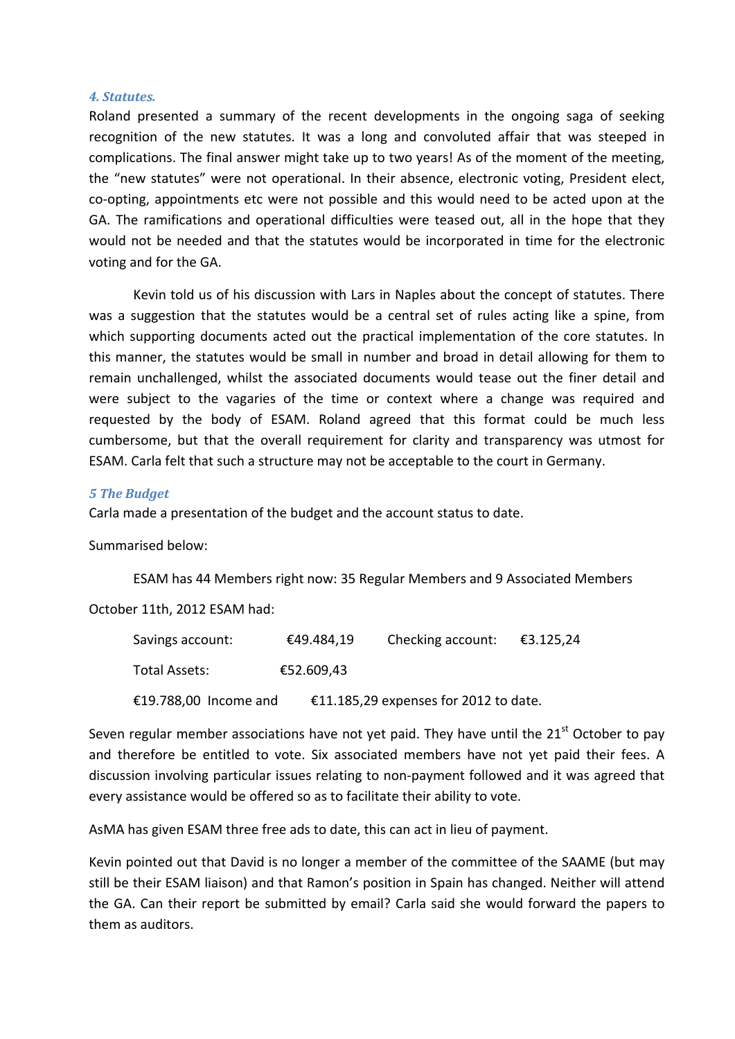### *4. Statutes.*

Roland presented a summary of the recent developments in the ongoing saga of seeking recognition of the new statutes. It was a long and convoluted affair that was steeped in complications. The final answer might take up to two years! As of the moment of the meeting, the "new statutes" were not operational. In their absence, electronic voting, President elect, co-opting, appointments etc were not possible and this would need to be acted upon at the GA. The ramifications and operational difficulties were teased out, all in the hope that they would not be needed and that the statutes would be incorporated in time for the electronic voting and for the GA.

Kevin told us of his discussion with Lars in Naples about the concept of statutes. There was a suggestion that the statutes would be a central set of rules acting like a spine, from which supporting documents acted out the practical implementation of the core statutes. In this manner, the statutes would be small in number and broad in detail allowing for them to remain unchallenged, whilst the associated documents would tease out the finer detail and were subject to the vagaries of the time or context where a change was required and requested by the body of ESAM. Roland agreed that this format could be much less cumbersome, but that the overall requirement for clarity and transparency was utmost for ESAM. Carla felt that such a structure may not be acceptable to the court in Germany.

### *5 The Budget*

Carla made a presentation of the budget and the account status to date.

Summarised below:

ESAM has 44 Members right now: 35 Regular Members and 9 Associated Members

October 11th, 2012 ESAM had:

| | | | |
|---|---|---|---|
| Savings account: | €49.484,19 | Checking account: | €3.125,24 |
| Total Assets: | €52.609,43 | | |

€19.788,00 Income and €11.185,29 expenses for 2012 to date.

Seven regular member associations have not yet paid. They have until the 21st October to pay and therefore be entitled to vote. Six associated members have not yet paid their fees. A discussion involving particular issues relating to non-payment followed and it was agreed that every assistance would be offered so as to facilitate their ability to vote.

AsMA has given ESAM three free ads to date, this can act in lieu of payment.

Kevin pointed out that David is no longer a member of the committee of the SAAME (but may still be their ESAM liaison) and that Ramon's position in Spain has changed. Neither will attend the GA. Can their report be submitted by email? Carla said she would forward the papers to them as auditors.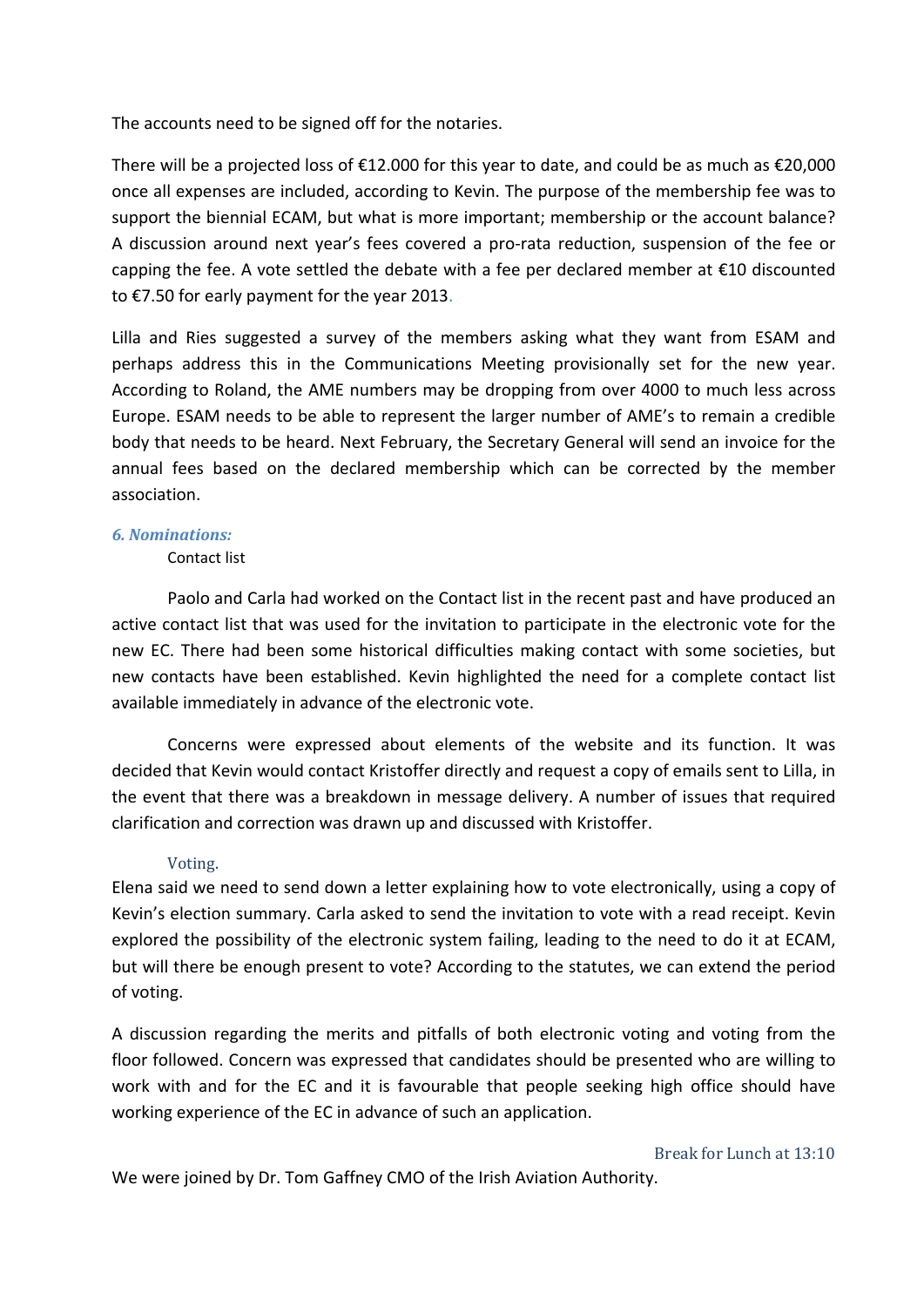The accounts need to be signed off for the notaries.

There will be a projected loss of €12.000 for this year to date, and could be as much as €20,000 once all expenses are included, according to Kevin. The purpose of the membership fee was to support the biennial ECAM, but what is more important; membership or the account balance? A discussion around next year's fees covered a pro-rata reduction, suspension of the fee or capping the fee. A vote settled the debate with a fee per declared member at €10 discounted to €7.50 for early payment for the year 2013.

Lilla and Ries suggested a survey of the members asking what they want from ESAM and perhaps address this in the Communications Meeting provisionally set for the new year. According to Roland, the AME numbers may be dropping from over 4000 to much less across Europe. ESAM needs to be able to represent the larger number of AME's to remain a credible body that needs to be heard. Next February, the Secretary General will send an invoice for the annual fees based on the declared membership which can be corrected by the member association.

### *6. Nominations:*

Contact list

Paolo and Carla had worked on the Contact list in the recent past and have produced an active contact list that was used for the invitation to participate in the electronic vote for the new EC. There had been some historical difficulties making contact with some societies, but new contacts have been established. Kevin highlighted the need for a complete contact list available immediately in advance of the electronic vote.

Concerns were expressed about elements of the website and its function. It was decided that Kevin would contact Kristoffer directly and request a copy of emails sent to Lilla, in the event that there was a breakdown in message delivery. A number of issues that required clarification and correction was drawn up and discussed with Kristoffer.

Voting.

Elena said we need to send down a letter explaining how to vote electronically, using a copy of Kevin's election summary. Carla asked to send the invitation to vote with a read receipt. Kevin explored the possibility of the electronic system failing, leading to the need to do it at ECAM, but will there be enough present to vote? According to the statutes, we can extend the period of voting.

A discussion regarding the merits and pitfalls of both electronic voting and voting from the floor followed. Concern was expressed that candidates should be presented who are willing to work with and for the EC and it is favourable that people seeking high office should have working experience of the EC in advance of such an application.

Break for Lunch at 13:10

We were joined by Dr. Tom Gaffney CMO of the Irish Aviation Authority.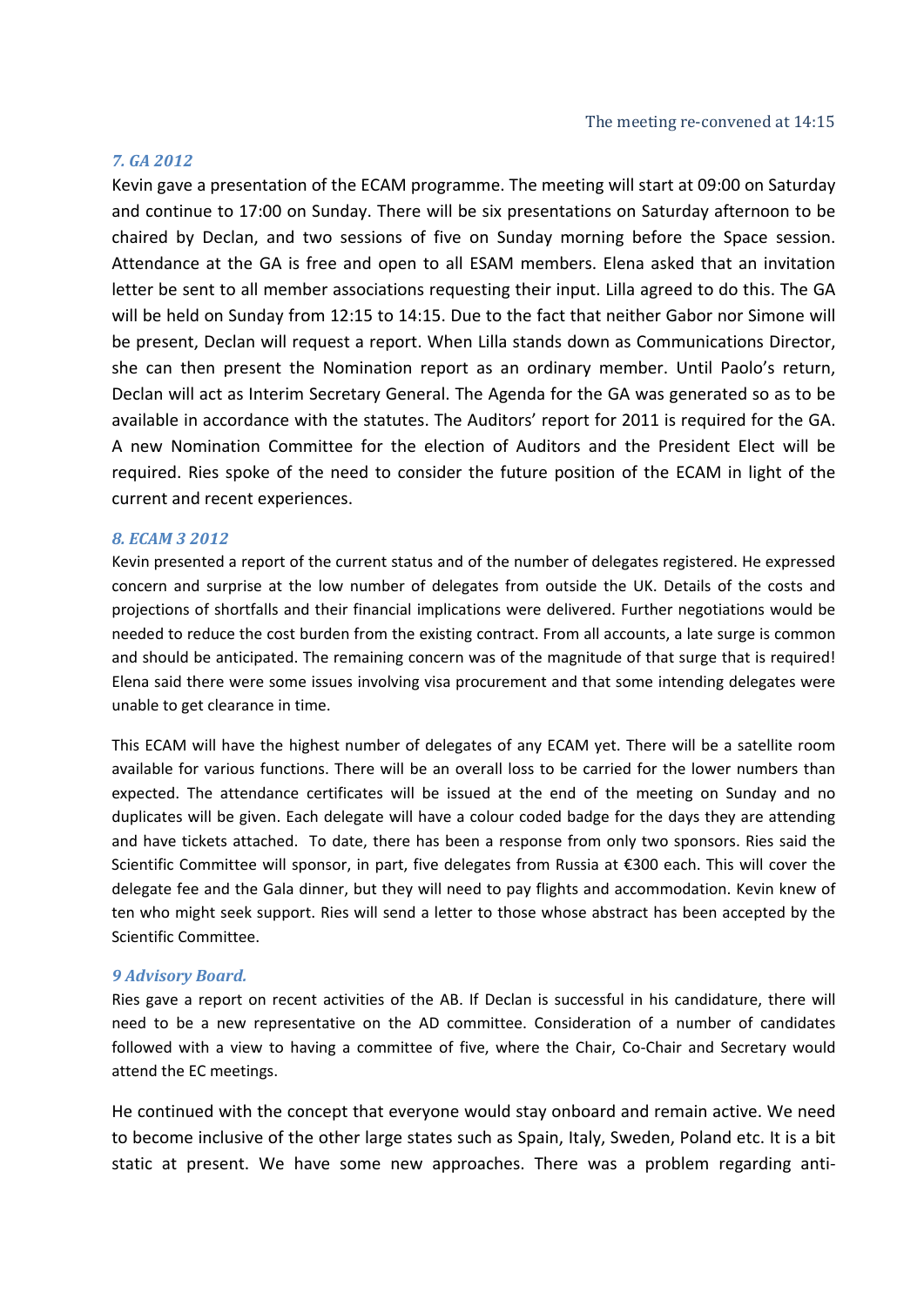The meeting re-convened at 14:15

### *7. GA 2012*

Kevin gave a presentation of the ECAM programme. The meeting will start at 09:00 on Saturday and continue to 17:00 on Sunday. There will be six presentations on Saturday afternoon to be chaired by Declan, and two sessions of five on Sunday morning before the Space session. Attendance at the GA is free and open to all ESAM members. Elena asked that an invitation letter be sent to all member associations requesting their input. Lilla agreed to do this. The GA will be held on Sunday from 12:15 to 14:15. Due to the fact that neither Gabor nor Simone will be present, Declan will request a report. When Lilla stands down as Communications Director, she can then present the Nomination report as an ordinary member. Until Paolo's return, Declan will act as Interim Secretary General. The Agenda for the GA was generated so as to be available in accordance with the statutes. The Auditors' report for 2011 is required for the GA. A new Nomination Committee for the election of Auditors and the President Elect will be required. Ries spoke of the need to consider the future position of the ECAM in light of the current and recent experiences.

### *8. ECAM 3 2012*

Kevin presented a report of the current status and of the number of delegates registered. He expressed concern and surprise at the low number of delegates from outside the UK. Details of the costs and projections of shortfalls and their financial implications were delivered. Further negotiations would be needed to reduce the cost burden from the existing contract. From all accounts, a late surge is common and should be anticipated. The remaining concern was of the magnitude of that surge that is required! Elena said there were some issues involving visa procurement and that some intending delegates were unable to get clearance in time.

This ECAM will have the highest number of delegates of any ECAM yet. There will be a satellite room available for various functions. There will be an overall loss to be carried for the lower numbers than expected. The attendance certificates will be issued at the end of the meeting on Sunday and no duplicates will be given. Each delegate will have a colour coded badge for the days they are attending and have tickets attached. To date, there has been a response from only two sponsors. Ries said the Scientific Committee will sponsor, in part, five delegates from Russia at €300 each. This will cover the delegate fee and the Gala dinner, but they will need to pay flights and accommodation. Kevin knew of ten who might seek support. Ries will send a letter to those whose abstract has been accepted by the Scientific Committee.

### *9 Advisory Board.*

Ries gave a report on recent activities of the AB. If Declan is successful in his candidature, there will need to be a new representative on the AD committee. Consideration of a number of candidates followed with a view to having a committee of five, where the Chair, Co-Chair and Secretary would attend the EC meetings.

He continued with the concept that everyone would stay onboard and remain active. We need to become inclusive of the other large states such as Spain, Italy, Sweden, Poland etc. It is a bit static at present. We have some new approaches. There was a problem regarding anti-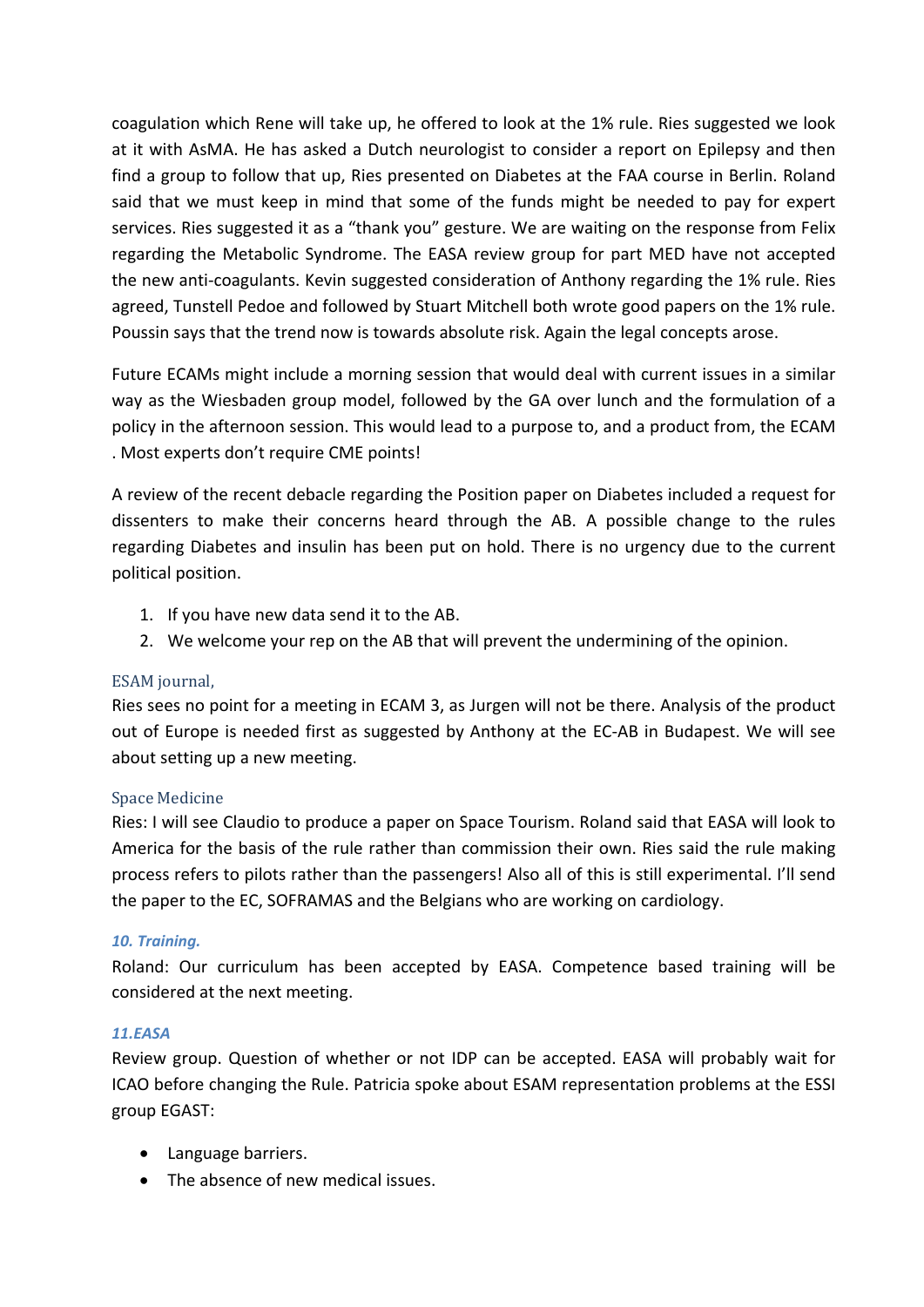coagulation which Rene will take up, he offered to look at the 1% rule. Ries suggested we look at it with AsMA. He has asked a Dutch neurologist to consider a report on Epilepsy and then find a group to follow that up, Ries presented on Diabetes at the FAA course in Berlin. Roland said that we must keep in mind that some of the funds might be needed to pay for expert services. Ries suggested it as a "thank you" gesture. We are waiting on the response from Felix regarding the Metabolic Syndrome. The EASA review group for part MED have not accepted the new anti-coagulants. Kevin suggested consideration of Anthony regarding the 1% rule. Ries agreed, Tunstell Pedoe and followed by Stuart Mitchell both wrote good papers on the 1% rule. Poussin says that the trend now is towards absolute risk. Again the legal concepts arose.

Future ECAMs might include a morning session that would deal with current issues in a similar way as the Wiesbaden group model, followed by the GA over lunch and the formulation of a policy in the afternoon session. This would lead to a purpose to, and a product from, the ECAM . Most experts don't require CME points!

A review of the recent debacle regarding the Position paper on Diabetes included a request for dissenters to make their concerns heard through the AB. A possible change to the rules regarding Diabetes and insulin has been put on hold. There is no urgency due to the current political position.

1. If you have new data send it to the AB.
2. We welcome your rep on the AB that will prevent the undermining of the opinion.

### ESAM journal,

Ries sees no point for a meeting in ECAM 3, as Jurgen will not be there. Analysis of the product out of Europe is needed first as suggested by Anthony at the EC-AB in Budapest. We will see about setting up a new meeting.

### Space Medicine

Ries: I will see Claudio to produce a paper on Space Tourism. Roland said that EASA will look to America for the basis of the rule rather than commission their own. Ries said the rule making process refers to pilots rather than the passengers! Also all of this is still experimental. I'll send the paper to the EC, SOFRAMAS and the Belgians who are working on cardiology.

### *10. Training.*

Roland: Our curriculum has been accepted by EASA. Competence based training will be considered at the next meeting.

### *11.EASA*

Review group. Question of whether or not IDP can be accepted. EASA will probably wait for ICAO before changing the Rule. Patricia spoke about ESAM representation problems at the ESSI group EGAST:

- Language barriers.
- The absence of new medical issues.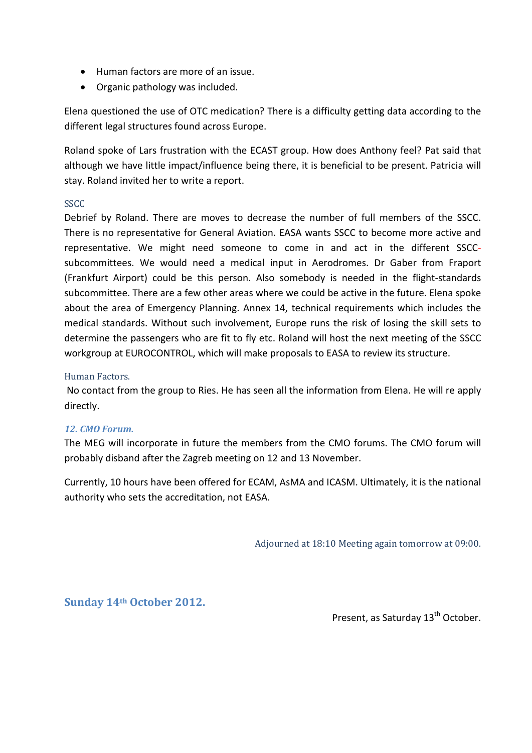- Human factors are more of an issue.
- Organic pathology was included.

Elena questioned the use of OTC medication? There is a difficulty getting data according to the different legal structures found across Europe.

Roland spoke of Lars frustration with the ECAST group. How does Anthony feel? Pat said that although we have little impact/influence being there, it is beneficial to be present. Patricia will stay. Roland invited her to write a report.

### SSCC

Debrief by Roland. There are moves to decrease the number of full members of the SSCC. There is no representative for General Aviation. EASA wants SSCC to become more active and representative. We might need someone to come in and act in the different SSCC-subcommittees. We would need a medical input in Aerodromes. Dr Gaber from Fraport (Frankfurt Airport) could be this person. Also somebody is needed in the flight-standards subcommittee. There are a few other areas where we could be active in the future. Elena spoke about the area of Emergency Planning. Annex 14, technical requirements which includes the medical standards. Without such involvement, Europe runs the risk of losing the skill sets to determine the passengers who are fit to fly etc. Roland will host the next meeting of the SSCC workgroup at EUROCONTROL, which will make proposals to EASA to review its structure.

### Human Factors.

No contact from the group to Ries. He has seen all the information from Elena. He will re apply directly.

### *12. CMO Forum.*

The MEG will incorporate in future the members from the CMO forums. The CMO forum will probably disband after the Zagreb meeting on 12 and 13 November.

Currently, 10 hours have been offered for ECAM, AsMA and ICASM. Ultimately, it is the national authority who sets the accreditation, not EASA.

Adjourned at 18:10 Meeting again tomorrow at 09:00.

## Sunday 14th October 2012.

Present, as Saturday 13th October.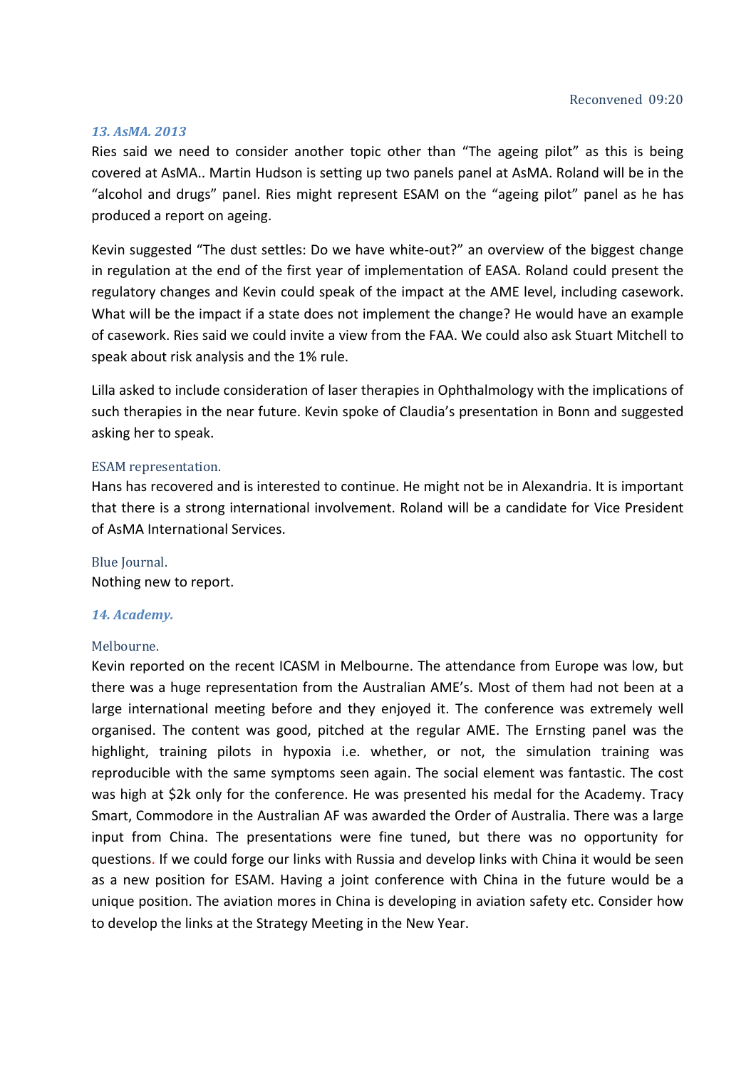Reconvened 09:20

### *13. AsMA. 2013*

Ries said we need to consider another topic other than "The ageing pilot" as this is being covered at AsMA.. Martin Hudson is setting up two panels panel at AsMA. Roland will be in the "alcohol and drugs" panel. Ries might represent ESAM on the "ageing pilot" panel as he has produced a report on ageing.

Kevin suggested "The dust settles: Do we have white-out?" an overview of the biggest change in regulation at the end of the first year of implementation of EASA. Roland could present the regulatory changes and Kevin could speak of the impact at the AME level, including casework. What will be the impact if a state does not implement the change? He would have an example of casework. Ries said we could invite a view from the FAA. We could also ask Stuart Mitchell to speak about risk analysis and the 1% rule.

Lilla asked to include consideration of laser therapies in Ophthalmology with the implications of such therapies in the near future. Kevin spoke of Claudia's presentation in Bonn and suggested asking her to speak.

#### ESAM representation.

Hans has recovered and is interested to continue. He might not be in Alexandria. It is important that there is a strong international involvement. Roland will be a candidate for Vice President of AsMA International Services.

#### Blue Journal.

Nothing new to report.

### *14. Academy.*

#### Melbourne.

Kevin reported on the recent ICASM in Melbourne. The attendance from Europe was low, but there was a huge representation from the Australian AME's. Most of them had not been at a large international meeting before and they enjoyed it. The conference was extremely well organised. The content was good, pitched at the regular AME. The Ernsting panel was the highlight, training pilots in hypoxia i.e. whether, or not, the simulation training was reproducible with the same symptoms seen again. The social element was fantastic. The cost was high at $2k only for the conference. He was presented his medal for the Academy. Tracy Smart, Commodore in the Australian AF was awarded the Order of Australia. There was a large input from China. The presentations were fine tuned, but there was no opportunity for questions. If we could forge our links with Russia and develop links with China it would be seen as a new position for ESAM. Having a joint conference with China in the future would be a unique position. The aviation mores in China is developing in aviation safety etc. Consider how to develop the links at the Strategy Meeting in the New Year.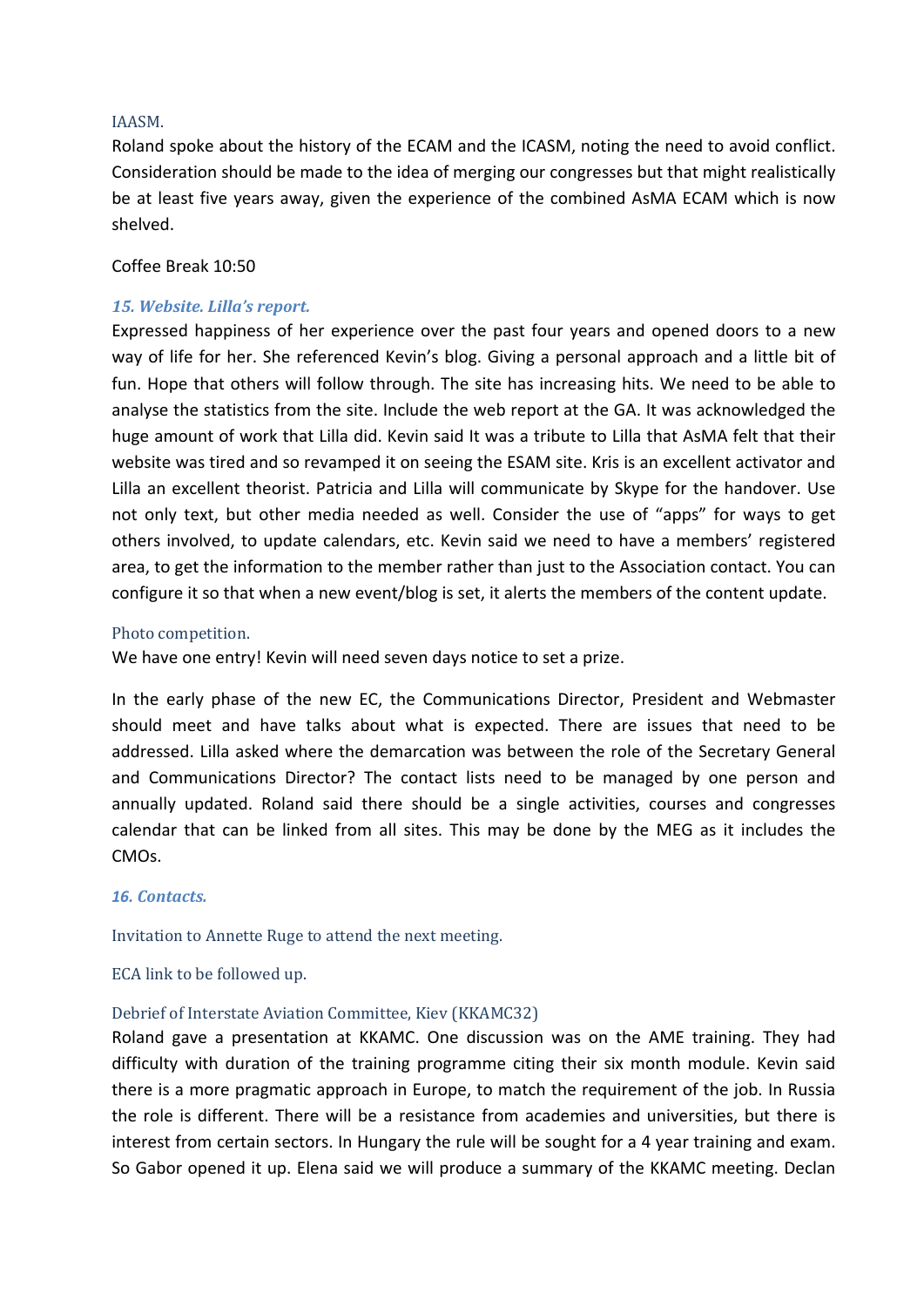### IAASM.

Roland spoke about the history of the ECAM and the ICASM, noting the need to avoid conflict. Consideration should be made to the idea of merging our congresses but that might realistically be at least five years away, given the experience of the combined AsMA ECAM which is now shelved.

Coffee Break 10:50

### *15. Website. Lilla's report.*

Expressed happiness of her experience over the past four years and opened doors to a new way of life for her. She referenced Kevin's blog. Giving a personal approach and a little bit of fun. Hope that others will follow through. The site has increasing hits. We need to be able to analyse the statistics from the site. Include the web report at the GA. It was acknowledged the huge amount of work that Lilla did. Kevin said It was a tribute to Lilla that AsMA felt that their website was tired and so revamped it on seeing the ESAM site. Kris is an excellent activator and Lilla an excellent theorist. Patricia and Lilla will communicate by Skype for the handover. Use not only text, but other media needed as well. Consider the use of "apps" for ways to get others involved, to update calendars, etc. Kevin said we need to have a members' registered area, to get the information to the member rather than just to the Association contact. You can configure it so that when a new event/blog is set, it alerts the members of the content update.

### Photo competition.

We have one entry! Kevin will need seven days notice to set a prize.

In the early phase of the new EC, the Communications Director, President and Webmaster should meet and have talks about what is expected. There are issues that need to be addressed. Lilla asked where the demarcation was between the role of the Secretary General and Communications Director? The contact lists need to be managed by one person and annually updated. Roland said there should be a single activities, courses and congresses calendar that can be linked from all sites. This may be done by the MEG as it includes the CMOs.

### *16. Contacts.*

Invitation to Annette Ruge to attend the next meeting.

ECA link to be followed up.

### Debrief of Interstate Aviation Committee, Kiev (KKAMC32)

Roland gave a presentation at KKAMC. One discussion was on the AME training. They had difficulty with duration of the training programme citing their six month module. Kevin said there is a more pragmatic approach in Europe, to match the requirement of the job. In Russia the role is different. There will be a resistance from academies and universities, but there is interest from certain sectors. In Hungary the rule will be sought for a 4 year training and exam. So Gabor opened it up. Elena said we will produce a summary of the KKAMC meeting. Declan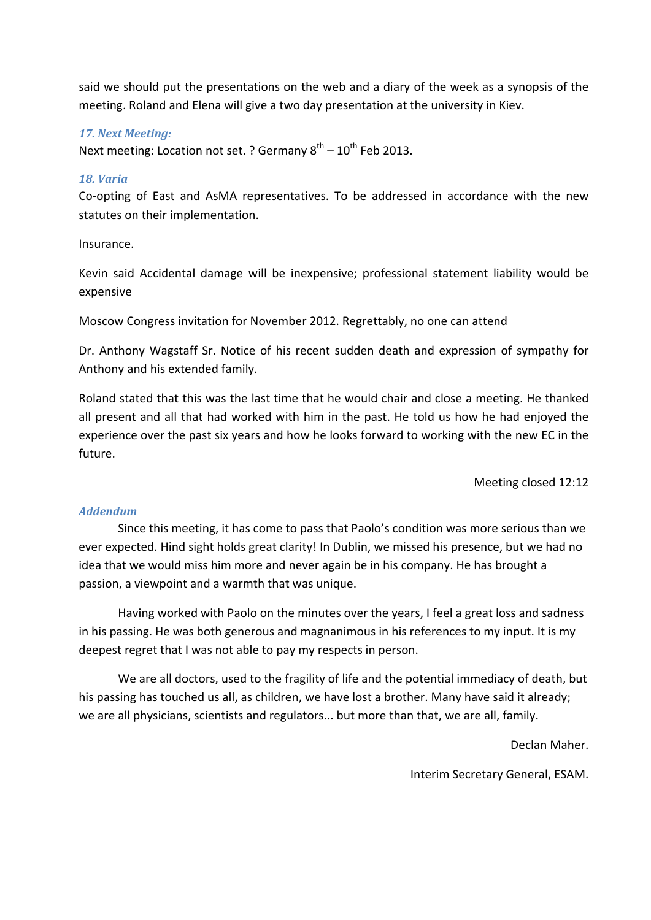said we should put the presentations on the web and a diary of the week as a synopsis of the meeting. Roland and Elena will give a two day presentation at the university in Kiev.

### *17. Next Meeting:*

Next meeting: Location not set. ? Germany 8th – 10th Feb 2013.

### *18. Varia*

Co-opting of East and AsMA representatives. To be addressed in accordance with the new statutes on their implementation.

Insurance.

Kevin said Accidental damage will be inexpensive; professional statement liability would be expensive

Moscow Congress invitation for November 2012. Regrettably, no one can attend

Dr. Anthony Wagstaff Sr. Notice of his recent sudden death and expression of sympathy for Anthony and his extended family.

Roland stated that this was the last time that he would chair and close a meeting. He thanked all present and all that had worked with him in the past. He told us how he had enjoyed the experience over the past six years and how he looks forward to working with the new EC in the future.

Meeting closed 12:12

### *Addendum*

Since this meeting, it has come to pass that Paolo's condition was more serious than we ever expected. Hind sight holds great clarity! In Dublin, we missed his presence, but we had no idea that we would miss him more and never again be in his company. He has brought a passion, a viewpoint and a warmth that was unique.

Having worked with Paolo on the minutes over the years, I feel a great loss and sadness in his passing. He was both generous and magnanimous in his references to my input. It is my deepest regret that I was not able to pay my respects in person.

We are all doctors, used to the fragility of life and the potential immediacy of death, but his passing has touched us all, as children, we have lost a brother. Many have said it already; we are all physicians, scientists and regulators... but more than that, we are all, family.

Declan Maher.

Interim Secretary General, ESAM.